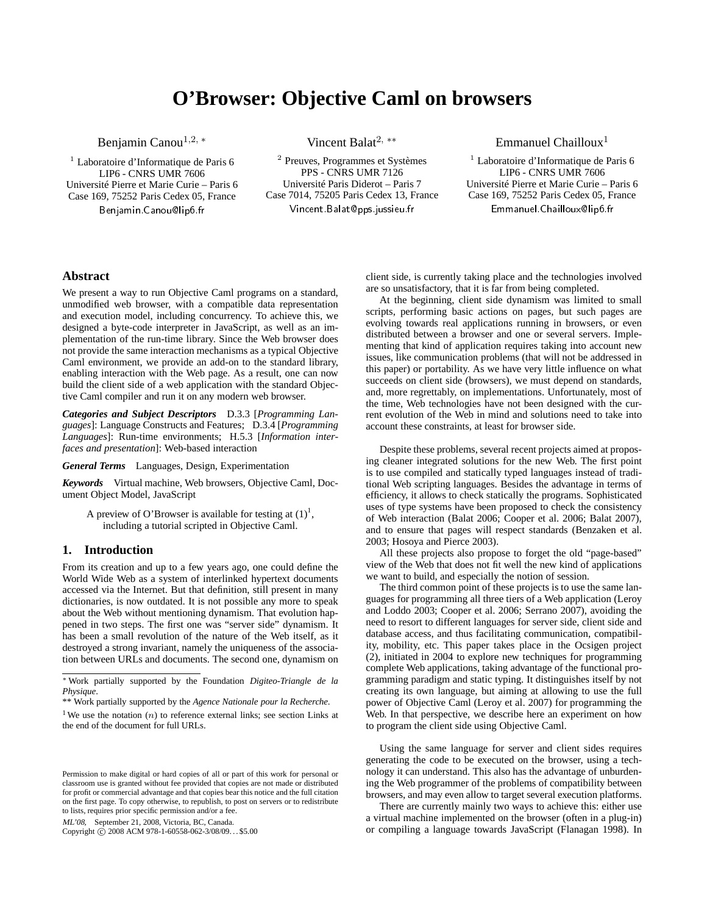# O'Browser: Objective Caml on browsers

Benjamin Canou[1,2,*]

[1] Laboratoire d'Informatique de Paris 6
LIP6 - CNRS UMR 7606
Université Pierre et Marie Curie – Paris 6
Case 169, 75252 Paris Cedex 05, France
Benjamin.Canou@lip6.fr

Vincent Balat[2,**]

[2] Preuves, Programmes et Systèmes
PPS - CNRS UMR 7126
Université Paris Diderot – Paris 7
Case 7014, 75205 Paris Cedex 13, France
Vincent.Balat@pps.jussieu.fr

Emmanuel Chailloux[1]

[1] Laboratoire d'Informatique de Paris 6
LIP6 - CNRS UMR 7606
Université Pierre et Marie Curie – Paris 6
Case 169, 75252 Paris Cedex 05, France
Emmanuel.Chailloux@lip6.fr

## Abstract

We present a way to run Objective Caml programs on a standard, unmodified web browser, with a compatible data representation and execution model, including concurrency. To achieve this, we designed a byte-code interpreter in JavaScript, as well as an implementation of the run-time library. Since the Web browser does not provide the same interaction mechanisms as a typical Objective Caml environment, we provide an add-on to the standard library, enabling interaction with the Web page. As a result, one can now build the client side of a web application with the standard Objective Caml compiler and run it on any modern web browser.

***Categories and Subject Descriptors*** D.3.3 [*Programming Languages*]: Language Constructs and Features; D.3.4 [*Programming Languages*]: Run-time environments; H.5.3 [*Information interfaces and presentation*]: Web-based interaction

***General Terms*** Languages, Design, Experimentation

***Keywords*** Virtual machine, Web browsers, Objective Caml, Document Object Model, JavaScript

A preview of O'Browser is available for testing at (1)[1], including a tutorial scripted in Objective Caml.

## 1. Introduction

From its creation and up to a few years ago, one could define the World Wide Web as a system of interlinked hypertext documents accessed via the Internet. But that definition, still present in many dictionaries, is now outdated. It is not possible any more to speak about the Web without mentioning dynamism. That evolution happened in two steps. The first one was "server side" dynamism. It has been a small revolution of the nature of the Web itself, as it destroyed a strong invariant, namely the uniqueness of the association between URLs and documents. The second one, dynamism on client side, is currently taking place and the technologies involved are so unsatisfactory, that it is far from being completed.

At the beginning, client side dynamism was limited to small scripts, performing basic actions on pages, but such pages are evolving towards real applications running in browsers, or even distributed between a browser and one or several servers. Implementing that kind of application requires taking into account new issues, like communication problems (that will not be addressed in this paper) or portability. As we have very little influence on what succeeds on client side (browsers), we must depend on standards, and, more regrettably, on implementations. Unfortunately, most of the time, Web technologies have not been designed with the current evolution of the Web in mind and solutions need to take into account these constraints, at least for browser side.

Despite these problems, several recent projects aimed at proposing cleaner integrated solutions for the new Web. The first point is to use compiled and statically typed languages instead of traditional Web scripting languages. Besides the advantage in terms of efficiency, it allows to check statically the programs. Sophisticated uses of type systems have been proposed to check the consistency of Web interaction (Balat 2006; Cooper et al. 2006; Balat 2007), and to ensure that pages will respect standards (Benzaken et al. 2003; Hosoya and Pierce 2003).

All these projects also propose to forget the old "page-based" view of the Web that does not fit well the new kind of applications we want to build, and especially the notion of session.

The third common point of these projects is to use the same languages for programming all three tiers of a Web application (Leroy and Loddo 2003; Cooper et al. 2006; Serrano 2007), avoiding the need to resort to different languages for server side, client side and database access, and thus facilitating communication, compatibility, mobility, etc. This paper takes place in the Ocsigen project (2), initiated in 2004 to explore new techniques for programming complete Web applications, taking advantage of the functional programming paradigm and static typing. It distinguishes itself by not creating its own language, but aiming at allowing to use the full power of Objective Caml (Leroy et al. 2007) for programming the Web. In that perspective, we describe here an experiment on how to program the client side using Objective Caml.

Using the same language for server and client sides requires generating the code to be executed on the browser, using a technology it can understand. This also has the advantage of unburdening the Web programmer of the problems of compatibility between browsers, and may even allow to target several execution platforms.

There are currently mainly two ways to achieve this: either use a virtual machine implemented on the browser (often in a plug-in) or compiling a language towards JavaScript (Flanagan 1998). In

---

* Work partially supported by the Foundation *Digiteo-Triangle de la Physique*.

** Work partially supported by the *Agence Nationale pour la Recherche*.

[1] We use the notation $(n)$ to reference external links; see section Links at the end of the document for full URLs.

Permission to make digital or hard copies of all or part of this work for personal or classroom use is granted without fee provided that copies are not made or distributed for profit or commercial advantage and that copies bear this notice and the full citation on the first page. To copy otherwise, to republish, to post on servers or to redistribute to lists, requires prior specific permission and/or a fee.

*ML'08*, September 21, 2008, Victoria, BC, Canada.
Copyright © 2008 ACM 978-1-60558-062-3/08/09...$5.00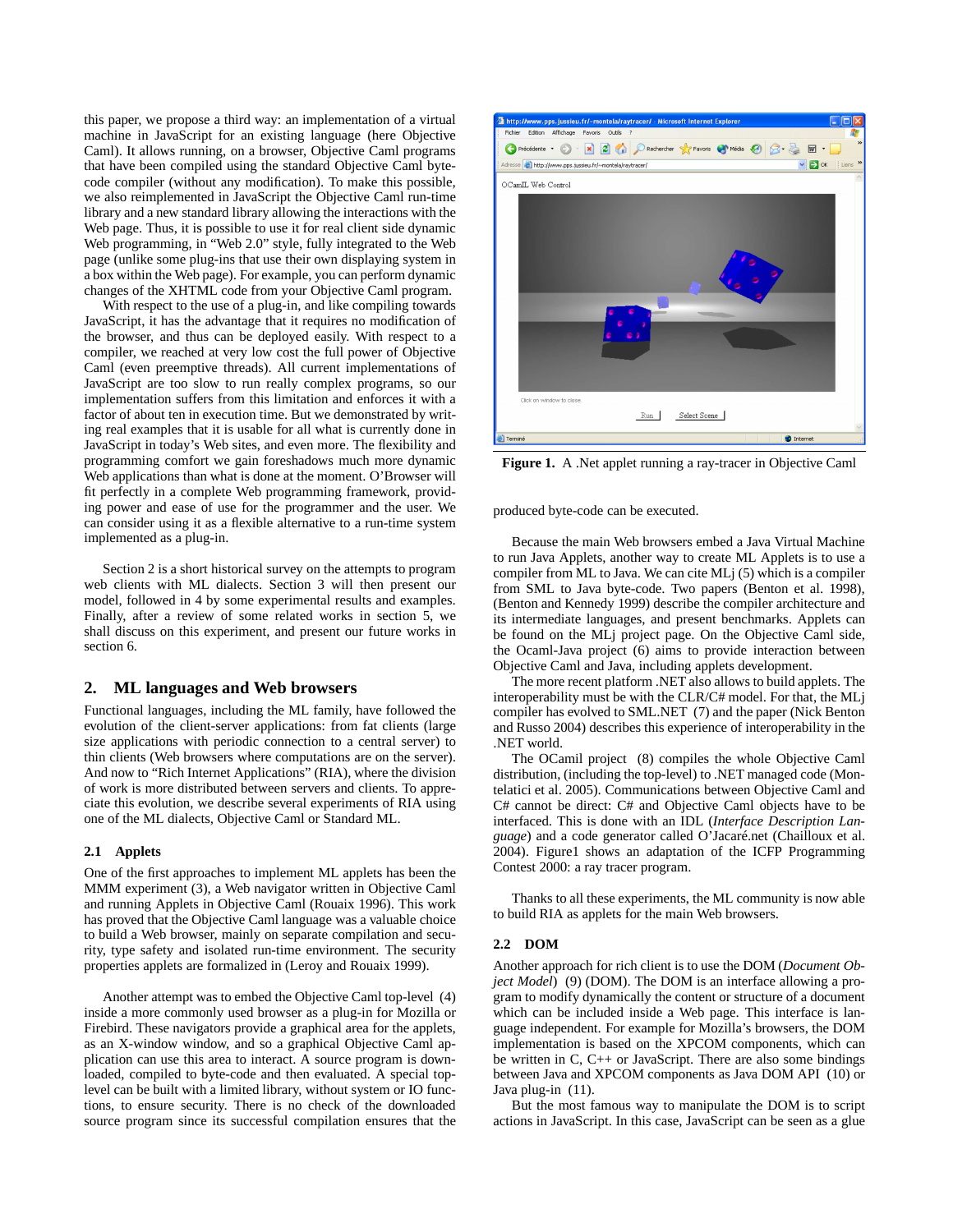this paper, we propose a third way: an implementation of a virtual machine in JavaScript for an existing language (here Objective Caml). It allows running, on a browser, Objective Caml programs that have been compiled using the standard Objective Caml byte-code compiler (without any modification). To make this possible, we also reimplemented in JavaScript the Objective Caml run-time library and a new standard library allowing the interactions with the Web page. Thus, it is possible to use it for real client side dynamic Web programming, in "Web 2.0" style, fully integrated to the Web page (unlike some plug-ins that use their own displaying system in a box within the Web page). For example, you can perform dynamic changes of the XHTML code from your Objective Caml program.

With respect to the use of a plug-in, and like compiling towards JavaScript, it has the advantage that it requires no modification of the browser, and thus can be deployed easily. With respect to a compiler, we reached at very low cost the full power of Objective Caml (even preemptive threads). All current implementations of JavaScript are too slow to run really complex programs, so our implementation suffers from this limitation and enforces it with a factor of about ten in execution time. But we demonstrated by writing real examples that it is usable for all what is currently done in JavaScript in today's Web sites, and even more. The flexibility and programming comfort we gain foreshadows much more dynamic Web applications than what is done at the moment. O'Browser will fit perfectly in a complete Web programming framework, providing power and ease of use for the programmer and the user. We can consider using it as a flexible alternative to a run-time system implemented as a plug-in.

Section 2 is a short historical survey on the attempts to program web clients with ML dialects. Section 3 will then present our model, followed in 4 by some experimental results and examples. Finally, after a review of some related works in section 5, we shall discuss on this experiment, and present our future works in section 6.

## 2. ML languages and Web browsers

Functional languages, including the ML family, have followed the evolution of the client-server applications: from fat clients (large size applications with periodic connection to a central server) to thin clients (Web browsers where computations are on the server). And now to "Rich Internet Applications" (RIA), where the division of work is more distributed between servers and clients. To appreciate this evolution, we describe several experiments of RIA using one of the ML dialects, Objective Caml or Standard ML.

### 2.1 Applets

One of the first approaches to implement ML applets has been the MMM experiment (3), a Web navigator written in Objective Caml and running Applets in Objective Caml (Rouaix 1996). This work has proved that the Objective Caml language was a valuable choice to build a Web browser, mainly on separate compilation and security, type safety and isolated run-time environment. The security properties applets are formalized in (Leroy and Rouaix 1999).

Another attempt was to embed the Objective Caml top-level (4) inside a more commonly used browser as a plug-in for Mozilla or Firebird. These navigators provide a graphical area for the applets, as an X-window window, and so a graphical Objective Caml application can use this area to interact. A source program is downloaded, compiled to byte-code and then evaluated. A special top-level can be built with a limited library, without system or IO functions, to ensure security. There is no check of the downloaded source program since its successful compilation ensures that the produced byte-code can be executed.

**Figure 1.** A .Net applet running a ray-tracer in Objective Caml

Because the main Web browsers embed a Java Virtual Machine to run Java Applets, another way to create ML applets is to use a compiler from ML to Java. We can cite MLj (5) which is a compiler from SML to Java byte-code. Two papers (Benton et al. 1998), (Benton and Kennedy 1999) describe the compiler architecture and its intermediate languages, and present benchmarks. Applets can be found on the MLj project page. On the Objective Caml side, the Ocaml-Java project (6) aims to provide interaction between Objective Caml and Java, including applets development.

The more recent platform .NET also allows to build applets. The interoperability must be with the CLR/C# model. For that, the MLj compiler has evolved to SML.NET (7) and the paper (Nick Benton and Russo 2004) describes this experience of interoperability in the .NET world.

The OCamil project (8) compiles the whole Objective Caml distribution, (including the top-level) to .NET managed code (Montelatici et al. 2005). Communications between Objective Caml and C# cannot be direct: C# and Objective Caml objects have to be interfaced. This is done with an IDL (*Interface Description Language*) and a code generator called O'Jacaré.net (Chailloux et al. 2004). Figure1 shows an adaptation of the ICFP Programming Contest 2000: a ray tracer program.

Thanks to all these experiments, the ML community is now able to build RIA as applets for the main Web browsers.

### 2.2 DOM

Another approach for rich client is to use the DOM (*Document Object Model*) (9) (DOM). The DOM is an interface allowing a program to modify dynamically the content or structure of a document which can be included inside a Web page. This interface is language independent. For example for Mozilla's browsers, the DOM implementation is based on the XPCOM components, which can be written in C, C++ or JavaScript. There are also some bindings between Java and XPCOM components as Java DOM API (10) or Java plug-in (11).

But the most famous way to manipulate the DOM is to script actions in JavaScript. In this case, JavaScript can be seen as a glue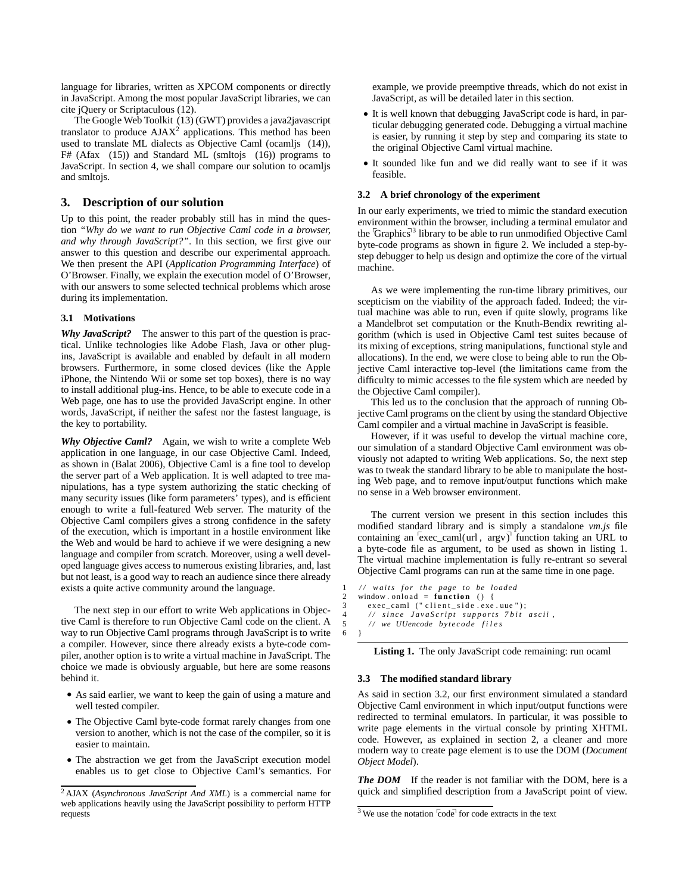language for libraries, written as XPCOM components or directly in JavaScript. Among the most popular JavaScript libraries, we can cite jQuery or Scriptaculous (12).

The Google Web Toolkit (13) (GWT) provides a java2javascript translator to produce AJAX[2] applications. This method has been used to translate ML dialects as Objective Caml (ocamljs (14)), F# (Afax (15)) and Standard ML (smltojs (16)) programs to JavaScript. In section 4, we shall compare our solution to ocamljs and smltojs.

## 3. Description of our solution

Up to this point, the reader probably still has in mind the question *"Why do we want to run Objective Caml code in a browser, and why through JavaScript?"*. In this section, we first give our answer to this question and describe our experimental approach. We then present the API (*Application Programming Interface*) of O'Browser. Finally, we explain the execution model of O'Browser, with our answers to some selected technical problems which arose during its implementation.

### 3.1 Motivations

***Why JavaScript?*** The answer to this part of the question is practical. Unlike technologies like Adobe Flash, Java or other plugins, JavaScript is available and enabled by default in all modern browsers. Furthermore, in some closed devices (like the Apple iPhone, the Nintendo Wii or some set top boxes), there is no way to install additional plug-ins. Hence, to be able to execute code in a Web page, one has to use the provided JavaScript engine. In other words, JavaScript, if neither the safest nor the fastest language, is the key to portability.

***Why Objective Caml?*** Again, we wish to write a complete Web application in one language, in our case Objective Caml. Indeed, as shown in (Balat 2006), Objective Caml is a fine tool to develop the server part of a Web application. It is well adapted to tree manipulations, has a type system authorizing the static checking of many security issues (like form parameters' types), and is efficient enough to write a full-featured Web server. The maturity of the Objective Caml compilers gives a strong confidence in the safety of the execution, which is important in a hostile environment like the Web and would be hard to achieve if we were designing a new language and compiler from scratch. Moreover, using a well developed language gives access to numerous existing libraries, and, last but not least, is a good way to reach an audience since there already exists a quite active community around the language.

The next step in our effort to write Web applications in Objective Caml is therefore to run Objective Caml code on the client. A way to run Objective Caml programs through JavaScript is to write a compiler. However, since there already exists a byte-code compiler, another option is to write a virtual machine in JavaScript. The choice we made is obviously arguable, but here are some reasons behind it.

- As said earlier, we want to keep the gain of using a mature and well tested compiler.
- The Objective Caml byte-code format rarely changes from one version to another, which is not the case of the compiler, so it is easier to maintain.
- The abstraction we get from the JavaScript execution model enables us to get close to Objective Caml's semantics. For example, we provide preemptive threads, which do not exist in JavaScript, as will be detailed later in this section.
- It is well known that debugging JavaScript code is hard, in particular debugging generated code. Debugging a virtual machine is easier, by running it step by step and comparing its state to the original Objective Caml virtual machine.
- It sounded like fun and we did really want to see if it was feasible.

### 3.2 A brief chronology of the experiment

In our early experiments, we tried to mimic the standard execution environment within the browser, including a terminal emulator and the ⌜Graphics⌝[3] library to be able to run unmodified Objective Caml byte-code programs as shown in figure 2. We included a step-by-step debugger to help us design and optimize the core of the virtual machine.

As we were implementing the run-time library primitives, our scepticism on the viability of the approach faded. Indeed; the virtual machine was able to run, even if quite slowly, programs like a Mandelbrot set computation or the Knuth-Bendix rewriting algorithm (which is used in Objective Caml test suites because of its mixing of exceptions, string manipulations, functional style and allocations). In the end, we were close to being able to run the Objective Caml interactive top-level (the limitations came from the difficulty to mimic accesses to the file system which are needed by the Objective Caml compiler).

This led us to the conclusion that the approach of running Objective Caml programs on the client by using the standard Objective Caml compiler and a virtual machine in JavaScript is feasible.

However, if it was useful to develop the virtual machine core, our simulation of a standard Objective Caml environment was obviously not adapted to writing Web applications. So, the next step was to tweak the standard library to be able to manipulate the hosting Web page, and to remove input/output functions which make no sense in a Web browser environment.

The current version we present in this section includes this modified standard library and is simply a standalone *vm.js* file containing an ⌜exec_caml(url , argv)⌝ function taking an URL to a byte-code file as argument, to be used as shown in listing 1. The virtual machine implementation is fully re-entrant so several Objective Caml programs can run at the same time in one page.

```
1  // waits for the page to be loaded
2  window.onload = function () {
3    exec_caml ("client_side.exe.uue");
4    // since JavaScript supports 7bit ascii,
5    // we UUencode bytecode files
6  }
```

**Listing 1.** The only JavaScript code remaining: run ocaml

### 3.3 The modified standard library

As said in section 3.2, our first environment simulated a standard Objective Caml environment in which input/output functions were redirected to terminal emulators. In particular, it was possible to write page elements in the virtual console by printing XHTML code. However, as explained in section 2, a cleaner and more modern way to create page element is to use the DOM (*Document Object Model*).

***The DOM*** If the reader is not familiar with the DOM, here is a quick and simplified description from a JavaScript point of view.

---

[2] AJAX (*Asynchronous JavaScript And XML*) is a commercial name for web applications heavily using the JavaScript possibility to perform HTTP requests

[3] We use the notation ⌜code⌝ for code extracts in the text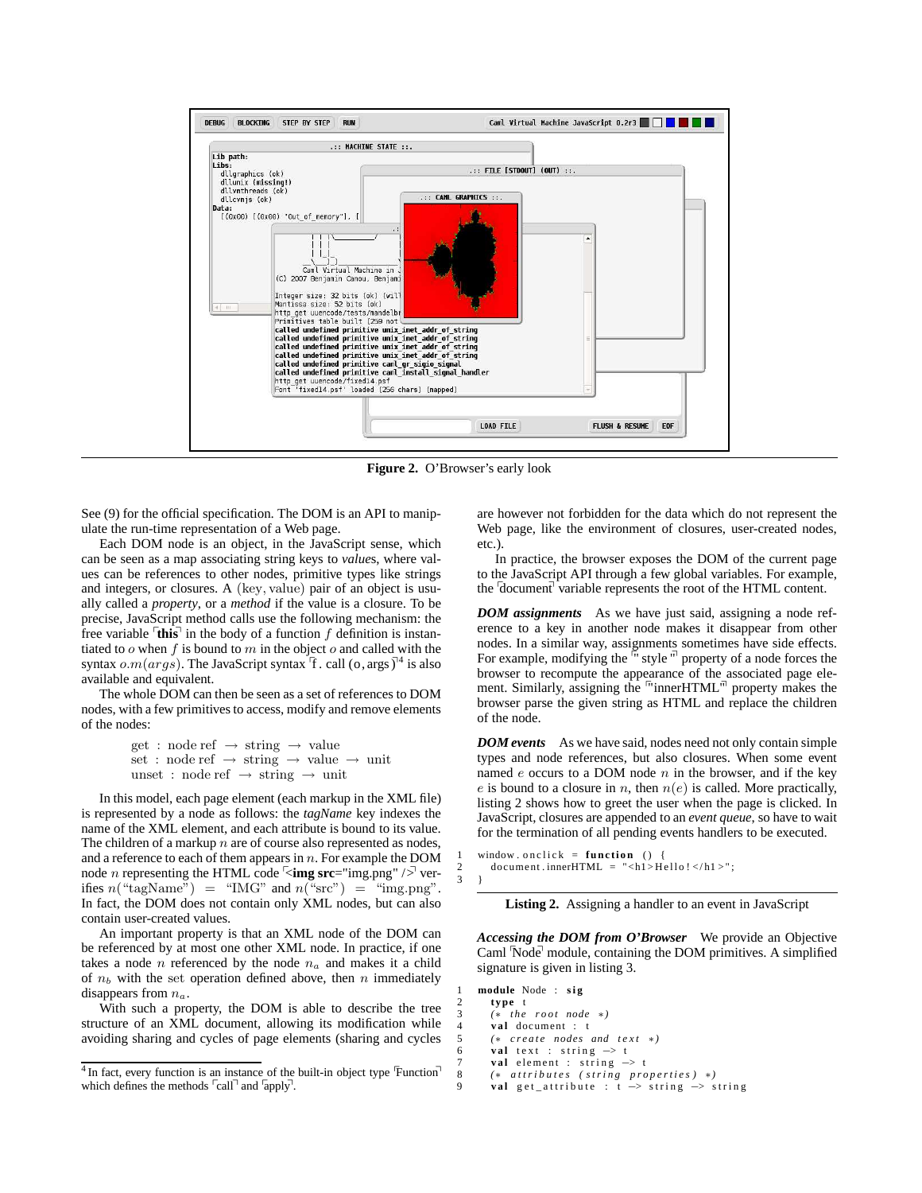**Figure 2.** O'Browser's early look

See (9) for the official specification. The DOM is an API to manipulate the run-time representation of a Web page.

Each DOM node is an object, in the JavaScript sense, which can be seen as a map associating string keys to *values*, where values can be references to other nodes, primitive types like strings and integers, or closures. A $(\text{key}, \text{value})$ pair of an object is usually called a *property*, or a *method* if the value is a closure. To be precise, JavaScript method calls use the following mechanism: the free variable **this** in the body of a function $f$ definition is instantiated to $o$ when $f$ is bound to $m$ in the object $o$ and called with the syntax $o.m(args)$. The JavaScript syntax `f.call(o, args)`[4] is also available and equivalent.

The whole DOM can then be seen as a set of references to DOM nodes, with a few primitives to access, modify and remove elements of the nodes:

$$\begin{aligned} &\text{get} : \text{node ref} \rightarrow \text{string} \rightarrow \text{value} \\ &\text{set} : \text{node ref} \rightarrow \text{string} \rightarrow \text{value} \rightarrow \text{unit} \\ &\text{unset} : \text{node ref} \rightarrow \text{string} \rightarrow \text{unit} \end{aligned}$$

In this model, each page element (each markup in the XML file) is represented by a node as follows: the *tagName* key indexes the name of the XML element, and each attribute is bound to its value. The children of a markup $n$ are of course also represented as nodes, and a reference to each of them appears in $n$. For example the DOM node $n$ representing the HTML code `<img src="img.png" />` verifies $n(\text{"tagName"}) = \text{"IMG"}$ and $n(\text{"src"}) = \text{"img.png"}$. In fact, the DOM does not contain only XML nodes, but can also contain user-created values.

An important property is that an XML node of the DOM can be referenced by at most one other XML node. In practice, if one takes a node $n$ referenced by the node $n_a$ and makes it a child of $n_b$ with the set operation defined above, then $n$ immediately disappears from $n_a$.

With such a property, the DOM is able to describe the tree structure of an XML document, allowing its modification while avoiding sharing and cycles of page elements (sharing and cycles are however not forbidden for the data which do not represent the Web page, like the environment of closures, user-created nodes, etc.).

In practice, the browser exposes the DOM of the current page to the JavaScript API through a few global variables. For example, the `document` variable represents the root of the HTML content.

***DOM assignments*** As we have just said, assigning a node reference to a key in another node makes it disappear from other nodes. In a similar way, assignments sometimes have side effects. For example, modifying the `"style"` property of a node forces the browser to recompute the appearance of the associated page element. Similarly, assigning the `"innerHTML"` property makes the browser parse the given string as HTML and replace the children of the node.

***DOM events*** As we have said, nodes need not only contain simple types and node references, but also closures. When some event named $e$ occurs to a DOM node $n$ in the browser, and if the key $e$ is bound to a closure in $n$, then $n(e)$ is called. More practically, listing 2 shows how to greet the user when the page is clicked. In JavaScript, closures are appended to an *event queue*, so have to wait for the termination of all pending events handlers to be executed.

```
1  window.onclick = function () {
2    document.innerHTML = "<h1>Hello!</h1>";
3  }
```

**Listing 2.** Assigning a handler to an event in JavaScript

***Accessing the DOM from O'Browser*** We provide an Objective Caml `Node` module, containing the DOM primitives. A simplified signature is given in listing 3.

```
1  module Node : sig
2    type t
3    (* the root node *)
4    val document : t
5    (* create nodes and text *)
6    val text : string -> t
7    val element : string -> t
8    (* attributes (string properties) *)
9    val get_attribute : t -> string -> string
```

[4] In fact, every function is an instance of the built-in object type `Function` which defines the methods `call` and `apply`.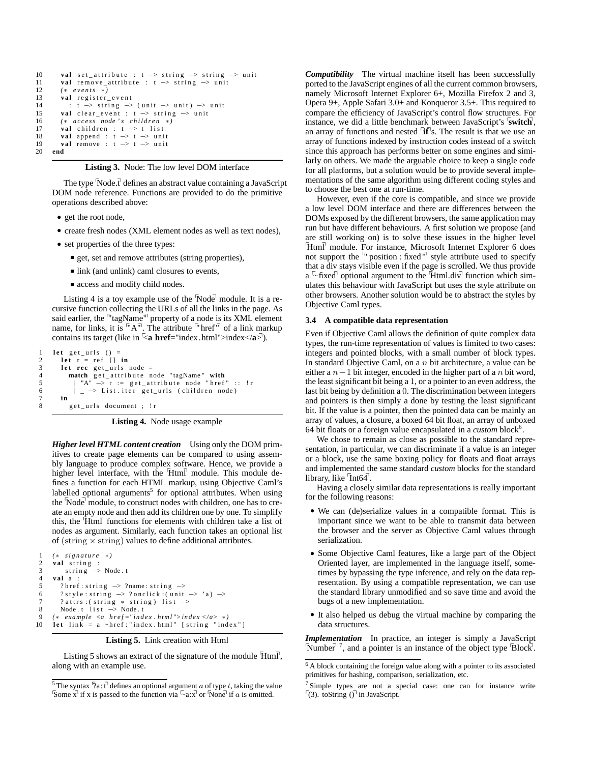```
10      val set_attribute : t -> string -> string -> unit
11      val remove_attribute : t -> string -> unit
12      (* events *)
13      val register_event
14        : t -> string -> (unit -> unit) -> unit
15      val clear_event : t -> string -> unit
16      (* access node's children *)
17      val children : t -> t list
18      val append : t -> t -> unit
19      val remove : t -> t -> unit
20    end
```

**Listing 3.** Node: The low level DOM interface

The type `Node.t` defines an abstract value containing a JavaScript DOM node reference. Functions are provided to do the primitive operations described above:

- get the root node,
- create fresh nodes (XML element nodes as well as text nodes),
- set properties of the three types:
  - get, set and remove attributes (string properties),
  - link (and unlink) caml closures to events,
  - access and modify child nodes.

Listing 4 is a toy example use of the `Node` module. It is a recursive function collecting the URLs of all the links in the page. As said earlier, the `"tagName"` property of a node is its XML element name, for links, it is `"A"`. The attribute `"href"` of a link markup contains its target (like in `<a href="index.html">index</a>`).

```
1   let get_urls () =
2     let r = ref [] in
3     let rec get_urls node =
4       match get_attribute node "tagName" with
5         | "A" -> r := get_attribute node "href" :: !r
6         | _ -> List.iter get_urls (children node)
7     in
8       get_urls document ; !r
```

**Listing 4.** Node usage example

***Higher level HTML content creation*** Using only the DOM primitives to create page elements can be compared to using assembly language to produce complex software. Hence, we provide a higher level interface, with the `Html` module. This module defines a function for each HTML markup, using Objective Caml's labelled optional arguments[5] for optional attributes. When using the `Node` module, to construct nodes with children, one has to create an empty node and then add its children one by one. To simplify this, the `Html` functions for elements with children take a list of nodes as argument. Similarly, each function takes an optional list of $(\mathrm{string} \times \mathrm{string})$ values to define additional attributes.

```
1   (* signature *)
2   val string :
3       string -> Node.t
4   val a :
5     ?href:string -> ?name:string ->
6     ?style:string -> ?onclick:(unit -> 'a) ->
7     ?attrs:(string * string) list ->
8     Node.t list -> Node.t
9   (* example <a href="index.html">index</a> *)
10  let link = a ~href:"index.html" [string "index"]
```

**Listing 5.** Link creation with Html

Listing 5 shows an extract of the signature of the module `Html`, along with an example use.

[5] The syntax `?a:t` defines an optional argument $a$ of type $t$, taking the value `Some x` if x is passed to the function via `~a:x` or `None` if $a$ is omitted.

***Compatibility*** The virtual machine itself has been successfully ported to the JavaScript engines of all the current common browsers, namely Microsoft Internet Explorer 6+, Mozilla Firefox 2 and 3, Opera 9+, Apple Safari 3.0+ and Konqueror 3.5+. This required to compare the efficiency of JavaScript's control flow structures. For instance, we did a little benchmark between JavaScript's `switch`, an array of functions and nested `if`s. The result is that we use an array of functions indexed by instruction codes instead of a switch since this approach has performs better on some engines and similarly on others. We made the arguable choice to keep a single code for all platforms, but a solution would be to provide several implementations of the same algorithm using different coding styles and to choose the best one at run-time.

However, even if the core is compatible, and since we provide a low level DOM interface and there are differences between the DOMs exposed by the different browsers, the same application may run but have different behaviours. A first solution we propose (and are still working on) is to solve these issues in the higher level `Html` module. For instance, Microsoft Internet Explorer 6 does not support the `"position : fixed"` style attribute used to specify that a div stays visible even if the page is scrolled. We thus provide a `~fixed` optional argument to the `Html.div` function which simulates this behaviour with JavaScript but uses the style attribute on other browsers. Another solution would be to abstract the styles by Objective Caml types.

### 3.4 A compatible data representation

Even if Objective Caml allows the definition of quite complex data types, the run-time representation of values is limited to two cases: integers and pointed blocks, with a small number of block types. In standard Objective Caml, on a $n$ bit architecture, a value can be either a $n-1$ bit integer, encoded in the higher part of a $n$ bit word, the least significant bit being a 1, or a pointer to an even address, the last bit being by definition a 0. The discrimination between integers and pointers is then simply a done by testing the least significant bit. If the value is a pointer, then the pointed data can be mainly an array of values, a closure, a boxed 64 bit float, an array of unboxed 64 bit floats or a foreign value encapsulated in a *custom* block[6].

We chose to remain as close as possible to the standard representation, in particular, we can discriminate if a value is an integer or a block, use the same boxing policy for floats and float arrays and implemented the same standard *custom* blocks for the standard library, like `Int64`.

Having a closely similar data representations is really important for the following reasons:

- We can (de)serialize values in a compatible format. This is important since we want to be able to transmit data between the browser and the server as Objective Caml values through serialization.
- Some Objective Caml features, like a large part of the Object Oriented layer, are implemented in the language itself, sometimes by bypassing the type inference, and rely on the data representation. By using a compatible representation, we can use the standard library unmodified and so save time and avoid the bugs of a new implementation.
- It also helped us debug the virtual machine by comparing the data structures.

***Implementation*** In practice, an integer is simply a JavaScript `Number`[7], and a pointer is an instance of the object type `Block`.

[6] A block containing the foreign value along with a pointer to its associated primitives for hashing, comparison, serialization, etc.

[7] Simple types are not a special case: one can for instance write `(3). toString ()` in JavaScript.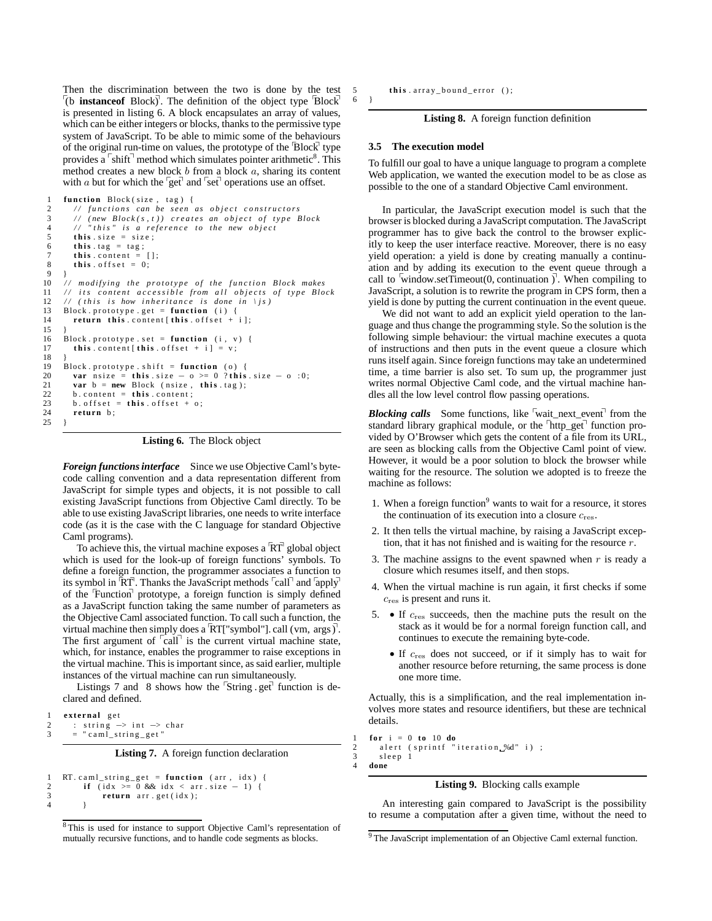Then the discrimination between the two is done by the test ⌜(b **instanceof** Block)⌝. The definition of the object type ⌜Block⌝ is presented in listing 6. A block encapsulates an array of values, which can be either integers or blocks, thanks to the permissive type system of JavaScript. To be able to mimic some of the behaviours of the original run-time on values, the prototype of the ⌜Block⌝ type provides a ⌜shift⌝ method which simulates pointer arithmetic[8]. This method creates a new block $b$ from a block $a$, sharing its content with $a$ but for which the ⌜get⌝ and ⌜set⌝ operations use an offset.

```
function Block(size, tag) {
  // functions can be seen as object constructors
  // (new Block(s,t)) creates an object of type Block
  // "this" is a reference to the new object
  this.size = size;
  this.tag = tag;
  this.content = [];
  this.offset = 0;
}
// modifying the prototype of the function Block makes
// its content accessible from all objects of type Block
// (this is how inheritance is done in \js)
Block.prototype.get = function (i) {
  return this.content[this.offset + i];
}
Block.prototype.set = function (i, v) {
  this.content[this.offset + i] = v;
}
Block.prototype.shift = function (o) {
  var nsize = this.size - o >= 0 ? this.size - o :0;
  var b = new Block (nsize, this.tag);
  b.content = this.content;
  b.offset = this.offset + o;
  return b;
}
```

**Listing 6.** The Block object

***Foreign functions interface*** Since we use Objective Caml's byte-code calling convention and a data representation different from JavaScript for simple types and objects, it is not possible to call existing JavaScript functions from Objective Caml directly. To be able to use existing JavaScript libraries, one needs to write interface code (as it is the case with the C language for standard Objective Caml programs).

To achieve this, the virtual machine exposes a ⌜RT⌝ global object which is used for the look-up of foreign functions' symbols. To define a foreign function, the programmer associates a function to its symbol in ⌜RT⌝. Thanks the JavaScript methods ⌜call⌝ and ⌜apply⌝ of the ⌜Function⌝ prototype, a foreign function is simply defined as a JavaScript function taking the same number of parameters as the Objective Caml associated function. To call such a function, the virtual machine then simply does a ⌜RT["symbol"]. call (vm, args)⌝. The first argument of ⌜call⌝ is the current virtual machine state, which, for instance, enables the programmer to raise exceptions in the virtual machine. This is important since, as said earlier, multiple instances of the virtual machine can run simultaneously.

Listings 7 and 8 shows how the ⌜String . get⌝ function is declared and defined.

```
external get
  : string -> int -> char
  = "caml_string_get"
```

**Listing 7.** A foreign function declaration

```
RT.caml_string_get = function (arr, idx) {
    if (idx >= 0 && idx < arr.size - 1) {
        return arr.get(idx);
    }
    this.array_bound_error ();
}
```

**Listing 8.** A foreign function definition

[8] This is used for instance to support Objective Caml's representation of mutually recursive functions, and to handle code segments as blocks.

### 3.5 The execution model

To fulfill our goal to have a unique language to program a complete Web application, we wanted the execution model to be as close as possible to the one of a standard Objective Caml environment.

In particular, the JavaScript execution model is such that the browser is blocked during a JavaScript computation. The JavaScript programmer has to give back the control to the browser explicitly to keep the user interface reactive. Moreover, there is no easy yield operation: a yield is done by creating manually a continuation and by adding its execution to the event queue through a call to ⌜window.setTimeout(0, continuation )⌝. When compiling to JavaScript, a solution is to rewrite the program in CPS form, then a yield is done by putting the current continuation in the event queue.

We did not want to add an explicit yield operation to the language and thus change the programming style. So the solution is the following simple behaviour: the virtual machine executes a quota of instructions and then puts in the event queue a closure which runs itself again. Since foreign functions may take an undetermined time, a time barrier is also set. To sum up, the programmer just writes normal Objective Caml code, and the virtual machine handles all the low level control flow passing operations.

***Blocking calls*** Some functions, like ⌜wait_next_event⌝ from the standard library graphical module, or the ⌜http_get⌝ function provided by O'Browser which gets the content of a file from its URL, are seen as blocking calls from the Objective Caml point of view. However, it would be a poor solution to block the browser while waiting for the resource. The solution we adopted is to freeze the machine as follows:

1. When a foreign function[9] wants to wait for a resource, it stores the continuation of its execution into a closure $c_{\text{res}}$.
2. It then tells the virtual machine, by raising a JavaScript exception, that it has not finished and is waiting for the resource $r$.
3. The machine assigns to the event spawned when $r$ is ready a closure which resumes itself, and then stops.
4. When the virtual machine is run again, it first checks if some $c_{\text{res}}$ is present and runs it.
5. 
   - If $c_{\text{res}}$ succeeds, then the machine puts the result on the stack as it would be for a normal foreign function call, and continues to execute the remaining byte-code.
   - If $c_{\text{res}}$ does not succeed, or if it simply has to wait for another resource before returning, the same process is done one more time.

Actually, this is a simplification, and the real implementation involves more states and resource identifiers, but these are technical details.

```
for i = 0 to 10 do
  alert (sprintf "iteration %d" i) ;
  sleep 1
done
```

**Listing 9.** Blocking calls example

An interesting gain compared to JavaScript is the possibility to resume a computation after a given time, without the need to

[9] The JavaScript implementation of an Objective Caml external function.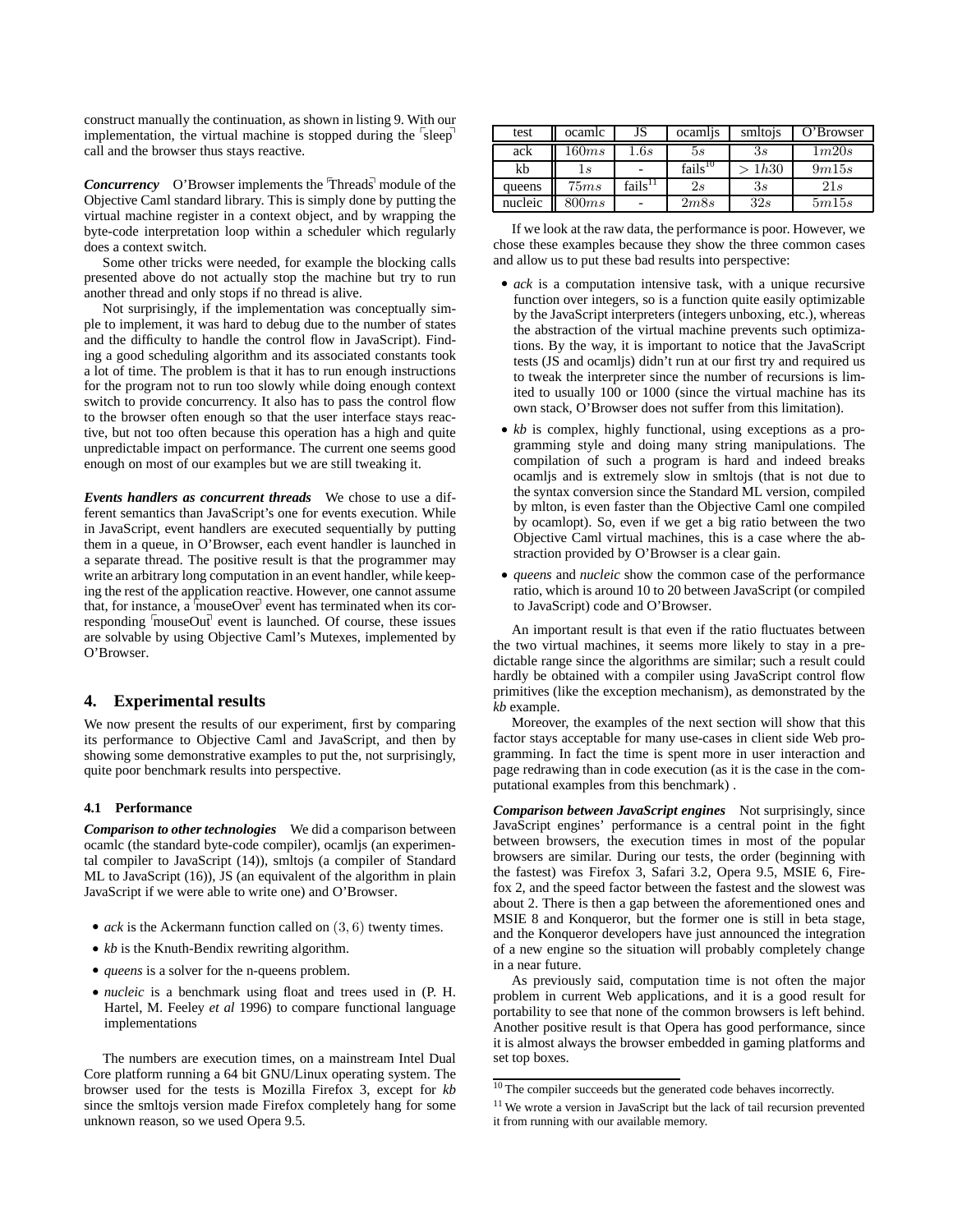construct manually the continuation, as shown in listing 9. With our implementation, the virtual machine is stopped during the ⌈sleep⌉ call and the browser thus stays reactive.

***Concurrency*** O'Browser implements the ⌈Threads⌉ module of the Objective Caml standard library. This is simply done by putting the virtual machine register in a context object, and by wrapping the byte-code interpretation loop within a scheduler which regularly does a context switch.

Some other tricks were needed, for example the blocking calls presented above do not actually stop the machine but try to run another thread and only stops if no thread is alive.

Not surprisingly, if the implementation was conceptually simple to implement, it was hard to debug due to the number of states and the difficulty to handle the control flow in JavaScript). Finding a good scheduling algorithm and its associated constants took a lot of time. The problem is that it has to run enough instructions for the program not to run too slowly while doing enough context switch to provide concurrency. It also has to pass the control flow to the browser often enough so that the user interface stays reactive, but not too often because this operation has a high and quite unpredictable impact on performance. The current one seems good enough on most of our examples but we are still tweaking it.

***Events handlers as concurrent threads*** We chose to use a different semantics than JavaScript's one for events execution. While in JavaScript, event handlers are executed sequentially by putting them in a queue, in O'Browser, each event handler is launched in a separate thread. The positive result is that the programmer may write an arbitrary long computation in an event handler, while keeping the rest of the application reactive. However, one cannot assume that, for instance, a ⌈mouseOver⌉ event has terminated when its corresponding ⌈mouseOut⌉ event is launched. Of course, these issues are solvable by using Objective Caml's Mutexes, implemented by O'Browser.

## 4. Experimental results

We now present the results of our experiment, first by comparing its performance to Objective Caml and JavaScript, and then by showing some demonstrative examples to put the, not surprisingly, quite poor benchmark results into perspective.

### 4.1 Performance

***Comparison to other technologies*** We did a comparison between ocamlc (the standard byte-code compiler), ocamljs (an experimental compiler to JavaScript (14)), smltojs (a compiler of Standard ML to JavaScript (16)), JS (an equivalent of the algorithm in plain JavaScript if we were able to write one) and O'Browser.

- *ack* is the Ackermann function called on $(3, 6)$ twenty times.
- *kb* is the Knuth-Bendix rewriting algorithm.
- *queens* is a solver for the n-queens problem.
- *nucleic* is a benchmark using float and trees used in (P. H. Hartel, M. Feeley *et al* 1996) to compare functional language implementations

The numbers are execution times, on a mainstream Intel Dual Core platform running a 64 bit GNU/Linux operating system. The browser used for the tests is Mozilla Firefox 3, except for *kb* since the smltojs version made Firefox completely hang for some unknown reason, so we used Opera 9.5.

| test | ocamlc | JS | ocamljs | smltojs | O'Browser |
|---|---|---|---|---|---|
| ack | $160ms$ | $1.6s$ | $5s$ | $3s$ | $1m20s$ |
| kb | $1s$ | - | fails[10] | $> 1h30$ | $9m15s$ |
| queens | $75ms$ | fails[11] | $2s$ | $3s$ | $21s$ |
| nucleic | $800ms$ | - | $2m8s$ | $32s$ | $5m15s$ |

If we look at the raw data, the performance is poor. However, we chose these examples because they show the three common cases and allow us to put these bad results into perspective:

- *ack* is a computation intensive task, with a unique recursive function over integers, so is a function quite easily optimizable by the JavaScript interpreters (integers unboxing, etc.), whereas the abstraction of the virtual machine prevents such optimizations. By the way, it is important to notice that the JavaScript tests (JS and ocamljs) didn't run at our first try and required us to tweak the interpreter since the number of recursions is limited to usually 100 or 1000 (since the virtual machine has its own stack, O'Browser does not suffer from this limitation).
- *kb* is complex, highly functional, using exceptions as a programming style and doing many string manipulations. The compilation of such a program is hard and indeed breaks ocamljs and is extremely slow in smltojs (that is not due to the syntax conversion since the Standard ML version, compiled by mlton, is even faster than the Objective Caml one compiled by ocamlopt). So, even if we get a big ratio between the two Objective Caml virtual machines, this is a case where the abstraction provided by O'Browser is a clear gain.
- *queens* and *nucleic* show the common case of the performance ratio, which is around 10 to 20 between JavaScript (or compiled to JavaScript) code and O'Browser.

An important result is that even if the ratio fluctuates between the two virtual machines, it seems more likely to stay in a predictable range since the algorithms are similar; such a result could hardly be obtained with a compiler using JavaScript control flow primitives (like the exception mechanism), as demonstrated by the *kb* example.

Moreover, the examples of the next section will show that this factor stays acceptable for many use-cases in client side Web programming. In fact the time is spent more in user interaction and page redrawing than in code execution (as it is the case in the computational examples from this benchmark) .

***Comparison between JavaScript engines*** Not surprisingly, since JavaScript engines' performance is a central point in the fight between browsers, the execution times in most of the popular browsers are similar. During our tests, the order (beginning with the fastest) was Firefox 3, Safari 3.2, Opera 9.5, MSIE 6, Firefox 2, and the speed factor between the fastest and the slowest was about 2. There is then a gap between the aforementioned ones and MSIE 8 and Konqueror, but the former one is still in beta stage, and the Konqueror developers have just announced the integration of a new engine so the situation will probably completely change in a near future.

As previously said, computation time is not often the major problem in current Web applications, and it is a good result for portability to see that none of the common browsers is left behind. Another positive result is that Opera has good performance, since it is almost always the browser embedded in gaming platforms and set top boxes.

[10] The compiler succeeds but the generated code behaves incorrectly.

[11] We wrote a version in JavaScript but the lack of tail recursion prevented it from running with our available memory.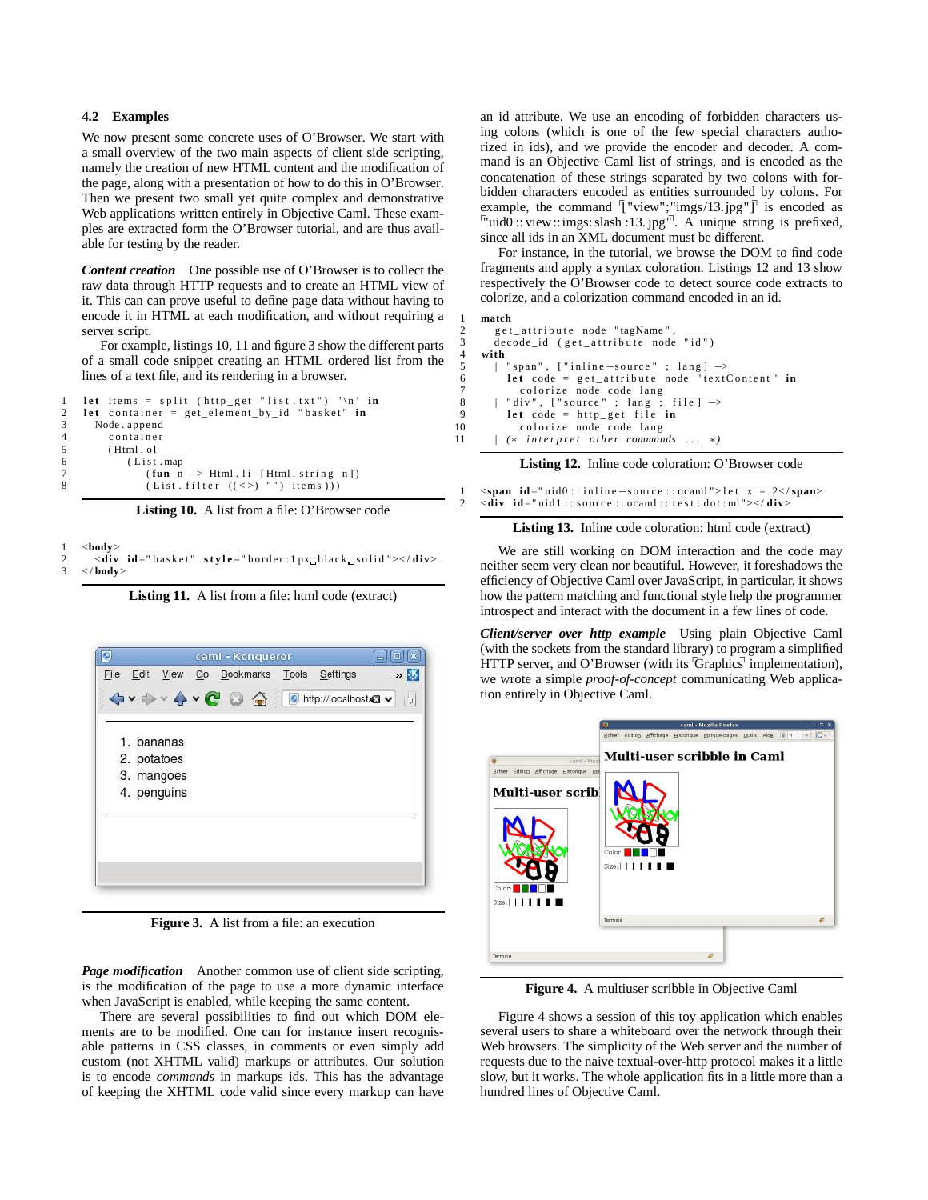### 4.2 Examples

We now present some concrete uses of O'Browser. We start with a small overview of the two main aspects of client side scripting, namely the creation of new HTML content and the modification of the page, along with a presentation of how to do this in O'Browser. Then we present two small yet quite complex and demonstrative Web applications written entirely in Objective Caml. These examples are extracted form the O'Browser tutorial, and are thus available for testing by the reader.

***Content creation*** One possible use of O'Browser is to collect the raw data through HTTP requests and to create an HTML view of it. This can can prove useful to define page data without having to encode it in HTML at each modification, and without requiring a server script.

For example, listings 10, 11 and figure 3 show the different parts of a small code snippet creating an HTML ordered list from the lines of a text file, and its rendering in a browser.

```
1  let items = split (http_get "list.txt") '\n' in
2  let container = get_element_by_id "basket" in
3    Node.append
4      container
5      (Html.ol
6         (List.map
7            (fun n -> Html.li [Html.string n])
8            (List.filter ((<>) "") items)))
```

**Listing 10.** A list from a file: O'Browser code

```
1  <body>
2    <div id="basket" style="border:1px black solid"></div>
3  </body>
```

**Listing 11.** A list from a file: html code (extract)

**Figure 3.** A list from a file: an execution

***Page modification*** Another common use of client side scripting, is the modification of the page to use a more dynamic interface when JavaScript is enabled, while keeping the same content.

There are several possibilities to find out which DOM elements are to be modified. One can for instance insert recognisable patterns in CSS classes, in comments or even simply add custom (not XHTML valid) markups or attributes. Our solution is to encode *commands* in markups ids. This has the advantage of keeping the XHTML code valid since every markup can have an id attribute. We use an encoding of forbidden characters using colons (which is one of the few special characters authorized in ids), and we provide the encoder and decoder. A command is an Objective Caml list of strings, and is encoded as the concatenation of these strings separated by two colons with forbidden characters encoded as entities surrounded by colons. For example, the command ⌜["view";"imgs/13.jpg"]⌝ is encoded as ⌜"uid0 :: view :: imgs: slash :13. jpg"⌝. A unique string is prefixed, since all ids in an XML document must be different.

For instance, in the tutorial, we browse the DOM to find code fragments and apply a syntax coloration. Listings 12 and 13 show respectively the O'Browser code to detect source code extracts to colorize, and a colorization command encoded in an id.

```
1  match
2    get_attribute node "tagName",
3    decode_id (get_attribute node "id")
4  with
5    | "span", ["inline-source" ; lang] ->
6      let code = get_attribute node "textContent" in
7        colorize node code lang
8    | "div", ["source" ; lang ; file] ->
9      let code = http_get file in
10       colorize node code lang
11   | (* interpret other commands ... *)
```

**Listing 12.** Inline code coloration: O'Browser code

```
1  <span id="uid0::inline-source::ocaml">let x = 2</span>
2  <div id="uid1::source::ocaml::test:dot:ml"></div>
```

**Listing 13.** Inline code coloration: html code (extract)

We are still working on DOM interaction and the code may neither seem very clean nor beautiful. However, it foreshadows the efficiency of Objective Caml over JavaScript, in particular, it shows how the pattern matching and functional style help the programmer introspect and interact with the document in a few lines of code.

***Client/server over http example*** Using plain Objective Caml (with the sockets from the standard library) to program a simplified HTTP server, and O'Browser (with its ⌜Graphics⌝ implementation), we wrote a simple *proof-of-concept* communicating Web application entirely in Objective Caml.

**Figure 4.** A multiuser scribble in Objective Caml

Figure 4 shows a session of this toy application which enables several users to share a whiteboard over the network through their Web browsers. The simplicity of the Web server and the number of requests due to the naive textual-over-http protocol makes it a little slow, but it works. The whole application fits in a little more than a hundred lines of Objective Caml.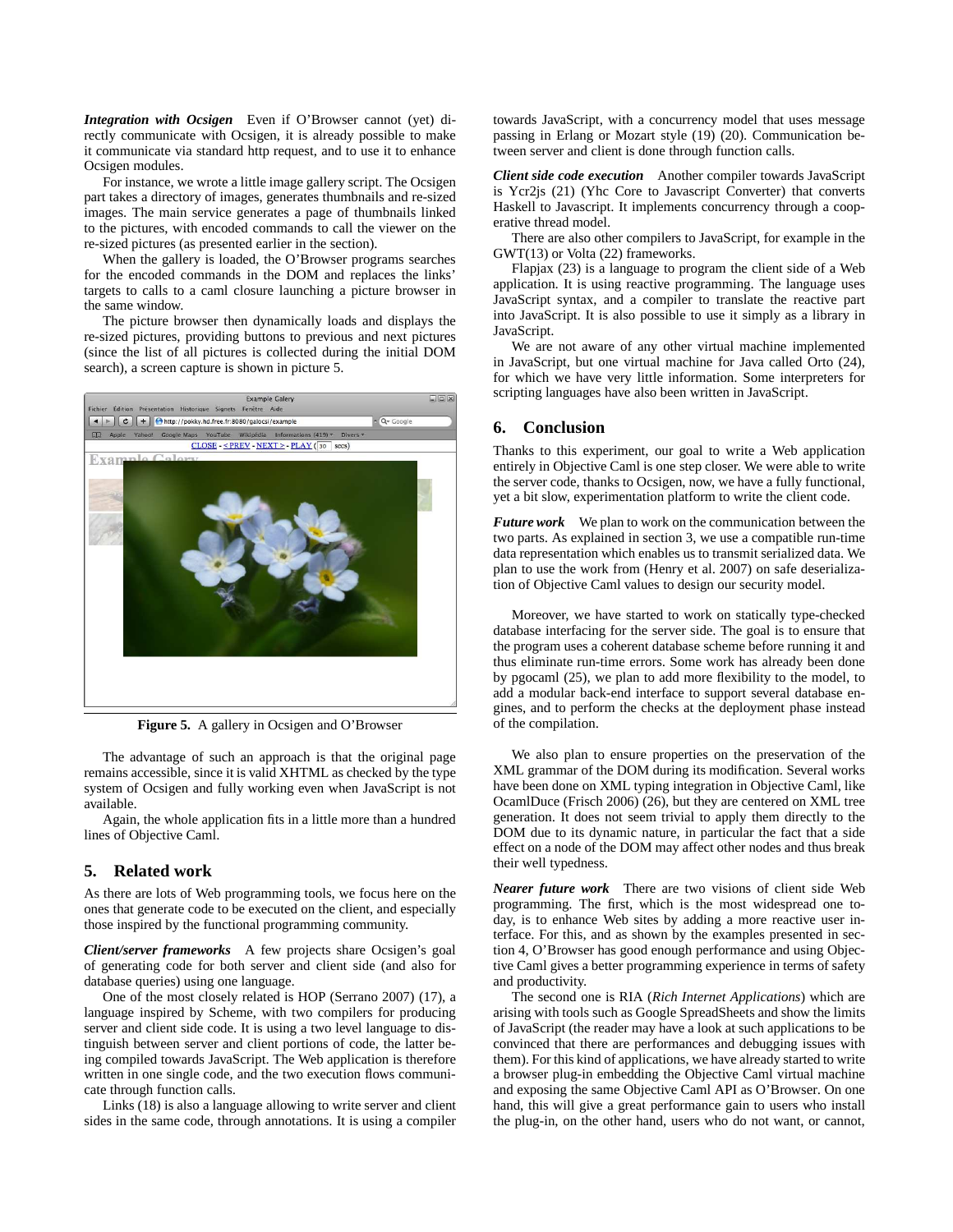***Integration with Ocsigen*** Even if O'Browser cannot (yet) directly communicate with Ocsigen, it is already possible to make it communicate via standard http request, and to use it to enhance Ocsigen modules.

For instance, we wrote a little image gallery script. The Ocsigen part takes a directory of images, generates thumbnails and re-sized images. The main service generates a page of thumbnails linked to the pictures, with encoded commands to call the viewer on the re-sized pictures (as presented earlier in the section).

When the gallery is loaded, the O'Browser programs searches for the encoded commands in the DOM and replaces the links' targets to calls to a caml closure launching a picture browser in the same window.

The picture browser then dynamically loads and displays the re-sized pictures, providing buttons to previous and next pictures (since the list of all pictures is collected during the initial DOM search), a screen capture is shown in picture 5.

**Figure 5.** A gallery in Ocsigen and O'Browser

The advantage of such an approach is that the original page remains accessible, since it is valid XHTML as checked by the type system of Ocsigen and fully working even when JavaScript is not available.

Again, the whole application fits in a little more than a hundred lines of Objective Caml.

## 5. Related work

As there are lots of Web programming tools, we focus here on the ones that generate code to be executed on the client, and especially those inspired by the functional programming community.

***Client/server frameworks*** A few projects share Ocsigen's goal of generating code for both server and client side (and also for database queries) using one language.

One of the most closely related is HOP (Serrano 2007) (17), a language inspired by Scheme, with two compilers for producing server and client side code. It is using a two level language to distinguish between server and client portions of code, the latter being compiled towards JavaScript. The Web application is therefore written in one single code, and the two execution flows communicate through function calls.

Links (18) is also a language allowing to write server and client sides in the same code, through annotations. It is using a compiler towards JavaScript, with a concurrency model that uses message passing in Erlang or Mozart style (19) (20). Communication between server and client is done through function calls.

***Client side code execution*** Another compiler towards JavaScript is Ycr2js (21) (Yhc Core to Javascript Converter) that converts Haskell to Javascript. It implements concurrency through a cooperative thread model.

There are also other compilers to JavaScript, for example in the GWT(13) or Volta (22) frameworks.

Flapjax (23) is a language to program the client side of a Web application. It is using reactive programming. The language uses JavaScript syntax, and a compiler to translate the reactive part into JavaScript. It is also possible to use it simply as a library in JavaScript.

We are not aware of any other virtual machine implemented in JavaScript, but one virtual machine for Java called Orto (24), for which we have very little information. Some interpreters for scripting languages have also been written in JavaScript.

## 6. Conclusion

Thanks to this experiment, our goal to write a Web application entirely in Objective Caml is one step closer. We were able to write the server code, thanks to Ocsigen, now, we have a fully functional, yet a bit slow, experimentation platform to write the client code.

***Future work*** We plan to work on the communication between the two parts. As explained in section 3, we use a compatible run-time data representation which enables us to transmit serialized data. We plan to use the work from (Henry et al. 2007) on safe deserialization of Objective Caml values to design our security model.

Moreover, we have started to work on statically type-checked database interfacing for the server side. The goal is to ensure that the program uses a coherent database scheme before running it and thus eliminate run-time errors. Some work has already been done by pgocaml (25), we plan to add more flexibility to the model, to add a modular back-end interface to support several database engines, and to perform the checks at the deployment phase instead of the compilation.

We also plan to ensure properties on the preservation of the XML grammar of the DOM during its modification. Several works have been done on XML typing integration in Objective Caml, like OcamlDuce (Frisch 2006) (26), but they are centered on XML tree generation. It does not seem trivial to apply them directly to the DOM due to its dynamic nature, in particular the fact that a side effect on a node of the DOM may affect other nodes and thus break their well typedness.

***Nearer future work*** There are two visions of client side Web programming. The first, which is the most widespread one today, is to enhance Web sites by adding a more reactive user interface. For this, and as shown by the examples presented in section 4, O'Browser has good enough performance and using Objective Caml gives a better programming experience in terms of safety and productivity.

The second one is RIA (*Rich Internet Applications*) which are arising with tools such as Google SpreadSheets and show the limits of JavaScript (the reader may have a look at such applications to be convinced that there are performances and debugging issues with them). For this kind of applications, we have already started to write a browser plug-in embedding the Objective Caml virtual machine and exposing the same Objective Caml API as O'Browser. On one hand, this will give a great performance gain to users who install the plug-in, on the other hand, users who do not want, or cannot,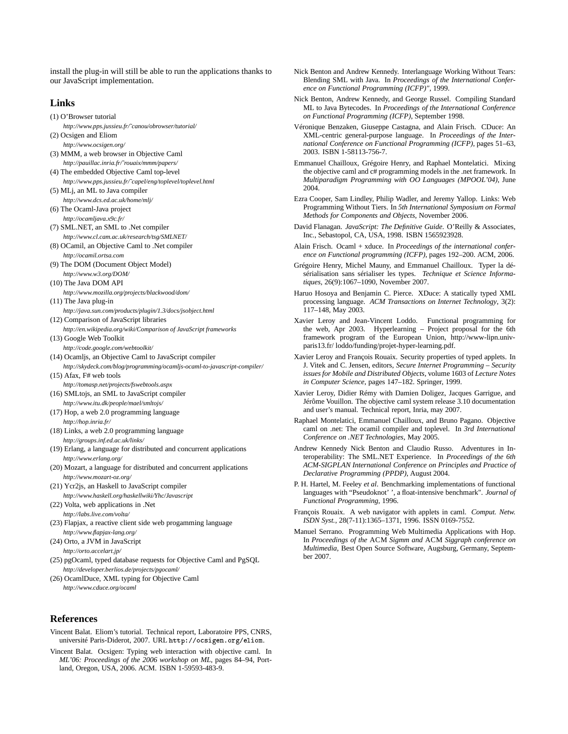install the plug-in will still be able to run the applications thanks to our JavaScript implementation.

## Links

(1) O'Browser tutorial
*http://www.pps.jussieu.fr/˜canou/obrowser/tutorial/*

(2) Ocsigen and Eliom
*http://www.ocsigen.org/*

(3) MMM, a web browser in Objective Caml
*http://pauillac.inria.fr/˜rouaix/mmm/papers/*

(4) The embedded Objective Caml top-level
*http://www.pps.jussieu.fr/˜capel/eng/toplevel/toplevel.html*

(5) MLj, an ML to Java compiler
*http://www.dcs.ed.ac.uk/home/mlj/*

(6) The Ocaml-Java project
*http://ocamljava.x9c.fr/*

(7) SML.NET, an SML to .Net compiler
*http://www.cl.cam.ac.uk/research/tsg/SMLNET/*

(8) OCamil, an Objective Caml to .Net compiler
*http://ocamil.ortsa.com*

(9) The DOM (Document Object Model)
*http://www.w3.org/DOM/*

(10) The Java DOM API
*http://www.mozilla.org/projects/blackwood/dom/*

(11) The Java plug-in
*http://java.sun.com/products/plugin/1.3/docs/jsobject.html*

(12) Comparison of JavaScript libraries
*http://en.wikipedia.org/wiki/Comparison of JavaScript frameworks*

(13) Google Web Toolkit
*http://code.google.com/webtoolkit/*

(14) Ocamljs, an Objective Caml to JavaScript compiler
*http://skydeck.com/blog/programming/ocamljs-ocaml-to-javascript-compiler/*

(15) Afax, F# web tools
*http://tomasp.net/projects/fswebtools.aspx*

(16) SMLtojs, an SML to JavaScript compiler
*http://www.itu.dk/people/mael/smltojs/*

(17) Hop, a web 2.0 programming language
*http://hop.inria.fr/*

(18) Links, a web 2.0 programming language
*http://groups.inf.ed.ac.uk/links/*

(19) Erlang, a language for distributed and concurrent applications
*http://www.erlang.org/*

(20) Mozart, a language for distributed and concurrent applications
*http://www.mozart-oz.org/*

(21) Ycr2js, an Haskell to JavaScript compiler
*http://www.haskell.org/haskellwiki/Yhc/Javascript*

(22) Volta, web applications in .Net
*http://labs.live.com/volta/*

(23) Flapjax, a reactive client side web progamming language
*http://www.flapjax-lang.org/*

(24) Orto, a JVM in JavaScript
*http://orto.accelart.jp/*

(25) pgOcaml, typed database requests for Objective Caml and PgSQL
*http://developer.berlios.de/projects/pgocaml/*

(26) OcamlDuce, XML typing for Objective Caml
*http://www.cduce.org/ocaml*

## References

Vincent Balat. Eliom's tutorial. Technical report, Laboratoire PPS, CNRS, université Paris-Diderot, 2007. URL `http://ocsigen.org/eliom`.

Vincent Balat. Ocsigen: Typing web interaction with objective caml. In *ML'06: Proceedings of the 2006 workshop on ML*, pages 84–94, Portland, Oregon, USA, 2006. ACM. ISBN 1-59593-483-9.

Nick Benton and Andrew Kennedy. Interlanguage Working Without Tears: Blending SML with Java. In *Proceedings of the International Conference on Functional Programming (ICFP)"*, 1999.

Nick Benton, Andrew Kennedy, and George Russel. Compiling Standard ML to Java Bytecodes. In *Proceedings of the International Conference on Functional Programming (ICFP)*, September 1998.

Véronique Benzaken, Giuseppe Castagna, and Alain Frisch. CDuce: An XML-centric general-purpose language. In *Proceedings of the International Conference on Functional Programming (ICFP)*, pages 51–63, 2003. ISBN 1-58113-756-7.

Emmanuel Chailloux, Grégoire Henry, and Raphael Montelatici. Mixing the objective caml and c# programming models in the .net framework. In *Multiparadigm Programming with OO Languages (MPOOL'04)*, June 2004.

Ezra Cooper, Sam Lindley, Philip Wadler, and Jeremy Yallop. Links: Web Programming Without Tiers. In *5th International Symposium on Formal Methods for Components and Objects*, November 2006.

David Flanagan. *JavaScript: The Definitive Guide*. O'Reilly & Associates, Inc., Sebastopol, CA, USA, 1998. ISBN 1565923928.

Alain Frisch. Ocaml + xduce. In *Proceedings of the international conference on Functional programming (ICFP)*, pages 192–200. ACM, 2006.

Grégoire Henry, Michel Mauny, and Emmanuel Chailloux. Typer la désérialisation sans sérialiser les types. *Technique et Science Informatiques*, 26(9):1067–1090, November 2007.

Haruo Hosoya and Benjamin C. Pierce. XDuce: A statically typed XML processing language. *ACM Transactions on Internet Technology*, 3(2): 117–148, May 2003.

Xavier Leroy and Jean-Vincent Loddo. Functional programming for the web, Apr 2003. Hyperlearning – Project proposal for the 6th framework program of the European Union, http://www-lipn.univ-paris13.fr/ loddo/funding/projet-hyper-learning.pdf.

Xavier Leroy and François Rouaix. Security properties of typed applets. In J. Vitek and C. Jensen, editors, *Secure Internet Programming – Security issues for Mobile and Distributed Objects*, volume 1603 of *Lecture Notes in Computer Science*, pages 147–182. Springer, 1999.

Xavier Leroy, Didier Rémy with Damien Doligez, Jacques Garrigue, and Jérôme Vouillon. The objective caml system release 3.10 documentation and user's manual. Technical report, Inria, may 2007.

Raphael Montelatici, Emmanuel Chailloux, and Bruno Pagano. Objective caml on .net: The ocamil compiler and toplevel. In *3rd International Conference on .NET Technologies*, May 2005.

Andrew Kennedy Nick Benton and Claudio Russo. Adventures in Interoperability: The SML.NET Experience. In *Proceedings of the 6th ACM-SIGPLAN International Conference on Principles and Practice of Declarative Programming (PPDP)*, August 2004.

P. H. Hartel, M. Feeley *et al*. Benchmarking implementations of functional languages with "Pseudoknot' ', a float-intensive benchmark". *Journal of Functional Programming*, 1996.

François Rouaix. A web navigator with applets in caml. *Comput. Netw. ISDN Syst.*, 28(7-11):1365–1371, 1996. ISSN 0169-7552.

Manuel Serrano. Programming Web Multimedia Applications with Hop. In *Proceedings of the* ACM *Sigmm and* ACM *Siggraph conference on Multimedia*, Best Open Source Software, Augsburg, Germany, September 2007.